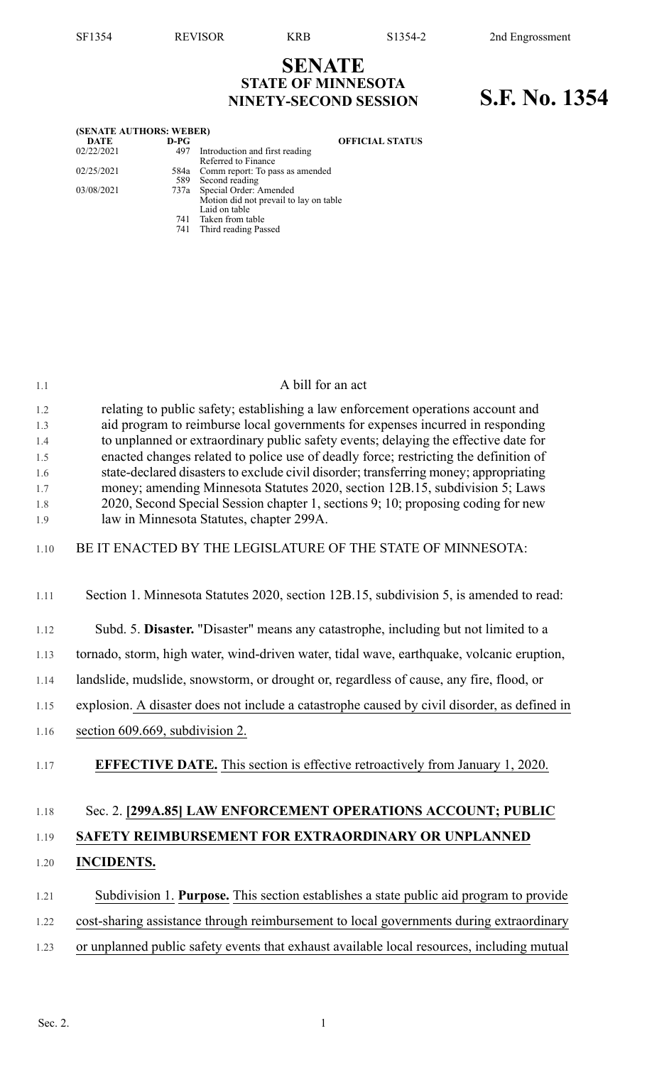# SENATE
## STATE OF MINNESOTA
## NINETY-SECOND SESSION

# S.F. No. 1354

**(SENATE AUTHORS: WEBER)**

| DATE | D-PG | OFFICIAL STATUS |
|---|---|---|
| 02/22/2021 | 497 | Introduction and first reading<br>Referred to Finance |
| 02/25/2021 | 584a | Comm report: To pass as amended |
| | 589 | Second reading |
| 03/08/2021 | 737a | Special Order: Amended<br>Motion did not prevail to lay on table<br>Laid on table |
| | 741 | Taken from table |
| | 741 | Third reading Passed |

A bill for an act

relating to public safety; establishing a law enforcement operations account and aid program to reimburse local governments for expenses incurred in responding to unplanned or extraordinary public safety events; delaying the effective date for enacted changes related to police use of deadly force; restricting the definition of state-declared disasters to exclude civil disorder; transferring money; appropriating money; amending Minnesota Statutes 2020, section 12B.15, subdivision 5; Laws 2020, Second Special Session chapter 1, sections 9; 10; proposing coding for new law in Minnesota Statutes, chapter 299A.

BE IT ENACTED BY THE LEGISLATURE OF THE STATE OF MINNESOTA:

Section 1. Minnesota Statutes 2020, section 12B.15, subdivision 5, is amended to read:

Subd. 5. **Disaster.** "Disaster" means any catastrophe, including but not limited to a tornado, storm, high water, wind-driven water, tidal wave, earthquake, volcanic eruption, landslide, mudslide, snowstorm, or drought or, regardless of cause, any fire, flood, or explosion. A disaster does not include a catastrophe caused by civil disorder, as defined in section 609.669, subdivision 2.

**EFFECTIVE DATE.** This section is effective retroactively from January 1, 2020.

Sec. 2. **[299A.85] LAW ENFORCEMENT OPERATIONS ACCOUNT; PUBLIC SAFETY REIMBURSEMENT FOR EXTRAORDINARY OR UNPLANNED INCIDENTS.**

Subdivision 1. **Purpose.** This section establishes a state public aid program to provide cost-sharing assistance through reimbursement to local governments during extraordinary or unplanned public safety events that exhaust available local resources, including mutual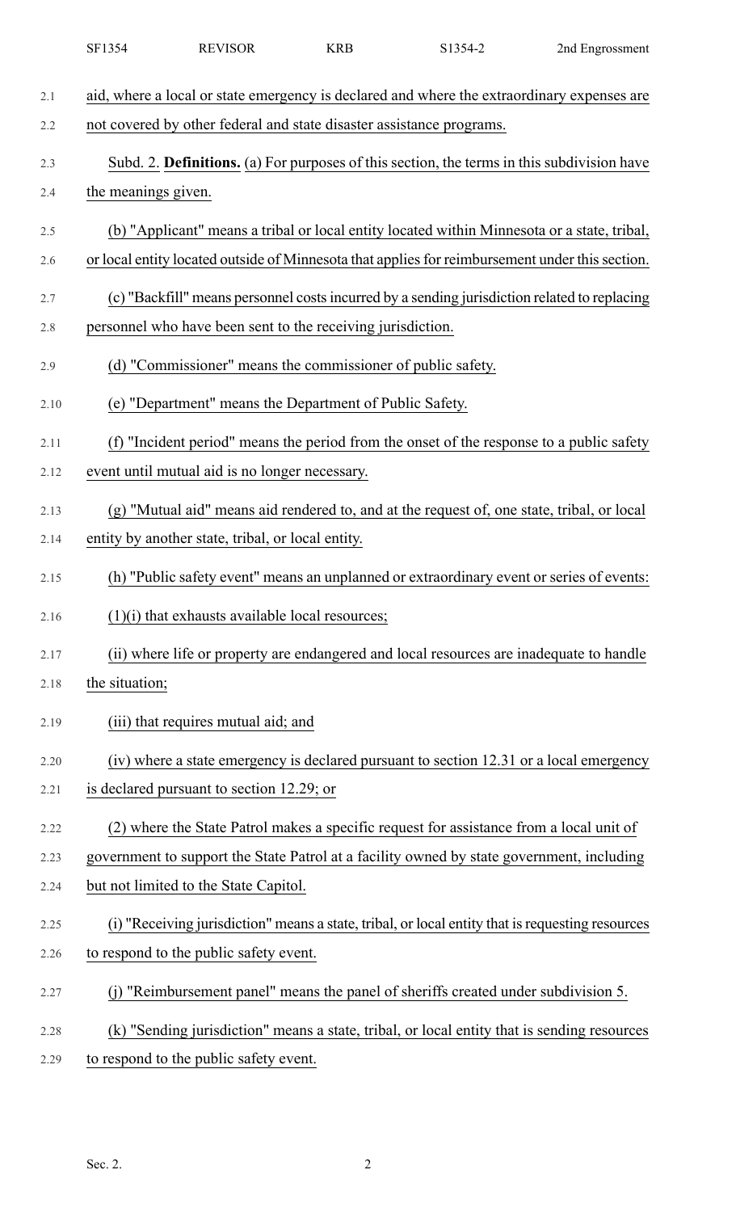aid, where a local or state emergency is declared and where the extraordinary expenses are not covered by other federal and state disaster assistance programs.

Subd. 2. **Definitions.** (a) For purposes of this section, the terms in this subdivision have the meanings given.

(b) "Applicant" means a tribal or local entity located within Minnesota or a state, tribal, or local entity located outside of Minnesota that applies for reimbursement under this section.

(c) "Backfill" means personnel costs incurred by a sending jurisdiction related to replacing personnel who have been sent to the receiving jurisdiction.

(d) "Commissioner" means the commissioner of public safety.

(e) "Department" means the Department of Public Safety.

(f) "Incident period" means the period from the onset of the response to a public safety event until mutual aid is no longer necessary.

(g) "Mutual aid" means aid rendered to, and at the request of, one state, tribal, or local entity by another state, tribal, or local entity.

(h) "Public safety event" means an unplanned or extraordinary event or series of events:

(1)(i) that exhausts available local resources;

(ii) where life or property are endangered and local resources are inadequate to handle the situation;

(iii) that requires mutual aid; and

(iv) where a state emergency is declared pursuant to section 12.31 or a local emergency is declared pursuant to section 12.29; or

(2) where the State Patrol makes a specific request for assistance from a local unit of government to support the State Patrol at a facility owned by state government, including but not limited to the State Capitol.

(i) "Receiving jurisdiction" means a state, tribal, or local entity that is requesting resources to respond to the public safety event.

(j) "Reimbursement panel" means the panel of sheriffs created under subdivision 5.

(k) "Sending jurisdiction" means a state, tribal, or local entity that is sending resources to respond to the public safety event.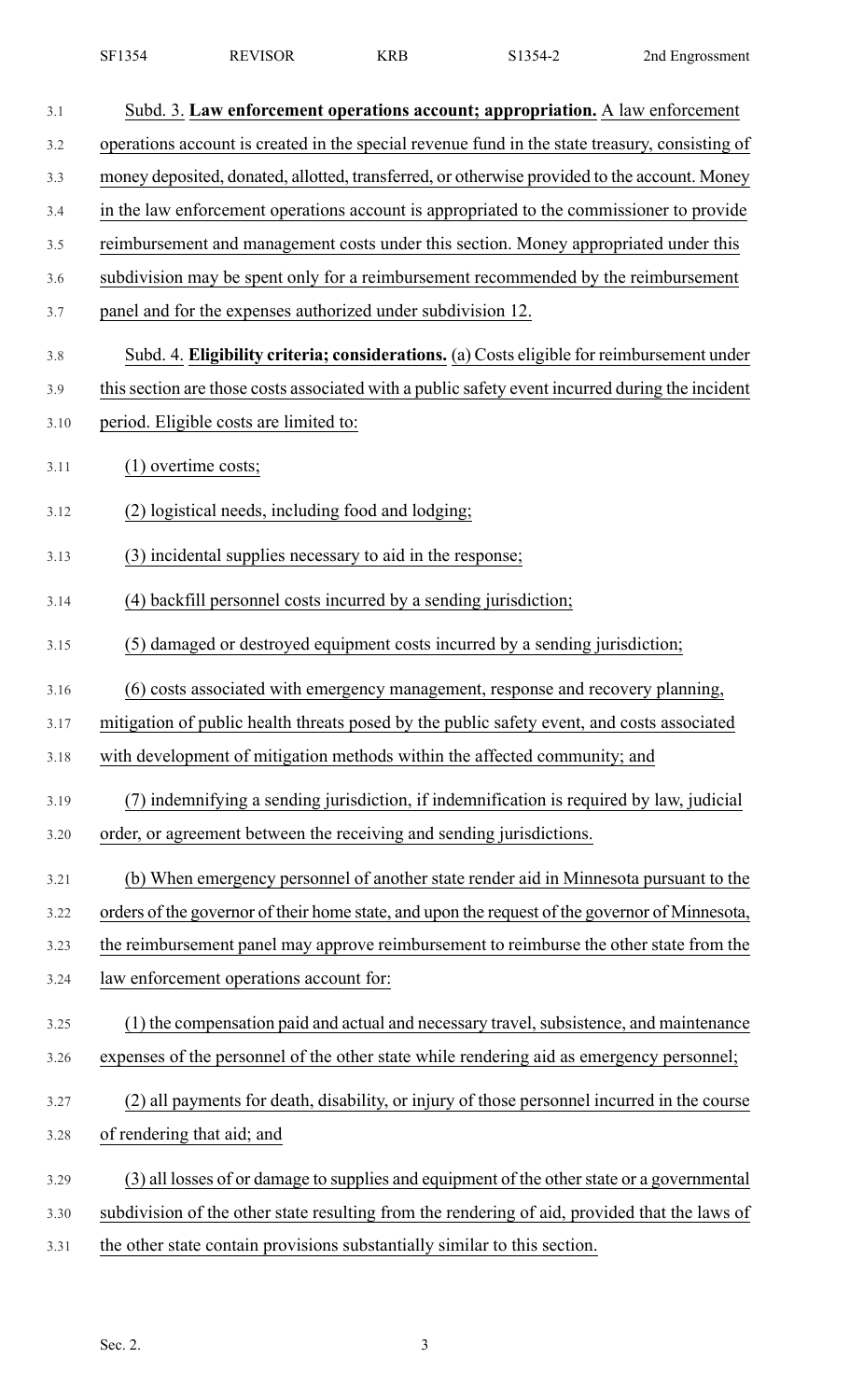Subd. 3. **Law enforcement operations account; appropriation.** A law enforcement operations account is created in the special revenue fund in the state treasury, consisting of money deposited, donated, allotted, transferred, or otherwise provided to the account. Money in the law enforcement operations account is appropriated to the commissioner to provide reimbursement and management costs under this section. Money appropriated under this subdivision may be spent only for a reimbursement recommended by the reimbursement panel and for the expenses authorized under subdivision 12.

Subd. 4. **Eligibility criteria; considerations.** (a) Costs eligible for reimbursement under this section are those costs associated with a public safety event incurred during the incident period. Eligible costs are limited to:

(1) overtime costs;

(2) logistical needs, including food and lodging;

(3) incidental supplies necessary to aid in the response;

(4) backfill personnel costs incurred by a sending jurisdiction;

(5) damaged or destroyed equipment costs incurred by a sending jurisdiction;

(6) costs associated with emergency management, response and recovery planning, mitigation of public health threats posed by the public safety event, and costs associated with development of mitigation methods within the affected community; and

(7) indemnifying a sending jurisdiction, if indemnification is required by law, judicial order, or agreement between the receiving and sending jurisdictions.

(b) When emergency personnel of another state render aid in Minnesota pursuant to the orders of the governor of their home state, and upon the request of the governor of Minnesota, the reimbursement panel may approve reimbursement to reimburse the other state from the law enforcement operations account for:

(1) the compensation paid and actual and necessary travel, subsistence, and maintenance expenses of the personnel of the other state while rendering aid as emergency personnel;

(2) all payments for death, disability, or injury of those personnel incurred in the course of rendering that aid; and

(3) all losses of or damage to supplies and equipment of the other state or a governmental subdivision of the other state resulting from the rendering of aid, provided that the laws of the other state contain provisions substantially similar to this section.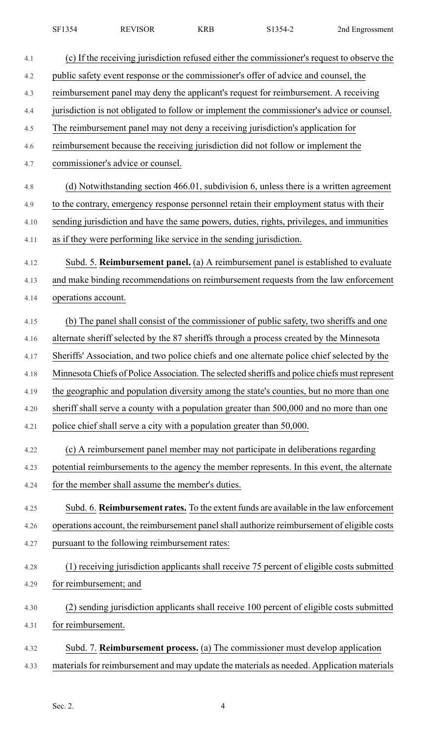(c) If the receiving jurisdiction refused either the commissioner's request to observe the public safety event response or the commissioner's offer of advice and counsel, the reimbursement panel may deny the applicant's request for reimbursement. A receiving jurisdiction is not obligated to follow or implement the commissioner's advice or counsel. The reimbursement panel may not deny a receiving jurisdiction's application for reimbursement because the receiving jurisdiction did not follow or implement the commissioner's advice or counsel.

(d) Notwithstanding section 466.01, subdivision 6, unless there is a written agreement to the contrary, emergency response personnel retain their employment status with their sending jurisdiction and have the same powers, duties, rights, privileges, and immunities as if they were performing like service in the sending jurisdiction.

Subd. 5. **Reimbursement panel.** (a) A reimbursement panel is established to evaluate and make binding recommendations on reimbursement requests from the law enforcement operations account.

(b) The panel shall consist of the commissioner of public safety, two sheriffs and one alternate sheriff selected by the 87 sheriffs through a process created by the Minnesota Sheriffs' Association, and two police chiefs and one alternate police chief selected by the Minnesota Chiefs of Police Association. The selected sheriffs and police chiefs must represent the geographic and population diversity among the state's counties, but no more than one sheriff shall serve a county with a population greater than 500,000 and no more than one police chief shall serve a city with a population greater than 50,000.

(c) A reimbursement panel member may not participate in deliberations regarding potential reimbursements to the agency the member represents. In this event, the alternate for the member shall assume the member's duties.

Subd. 6. **Reimbursement rates.** To the extent funds are available in the law enforcement operations account, the reimbursement panel shall authorize reimbursement of eligible costs pursuant to the following reimbursement rates:

(1) receiving jurisdiction applicants shall receive 75 percent of eligible costs submitted for reimbursement; and

(2) sending jurisdiction applicants shall receive 100 percent of eligible costs submitted for reimbursement.

Subd. 7. **Reimbursement process.** (a) The commissioner must develop application materials for reimbursement and may update the materials as needed. Application materials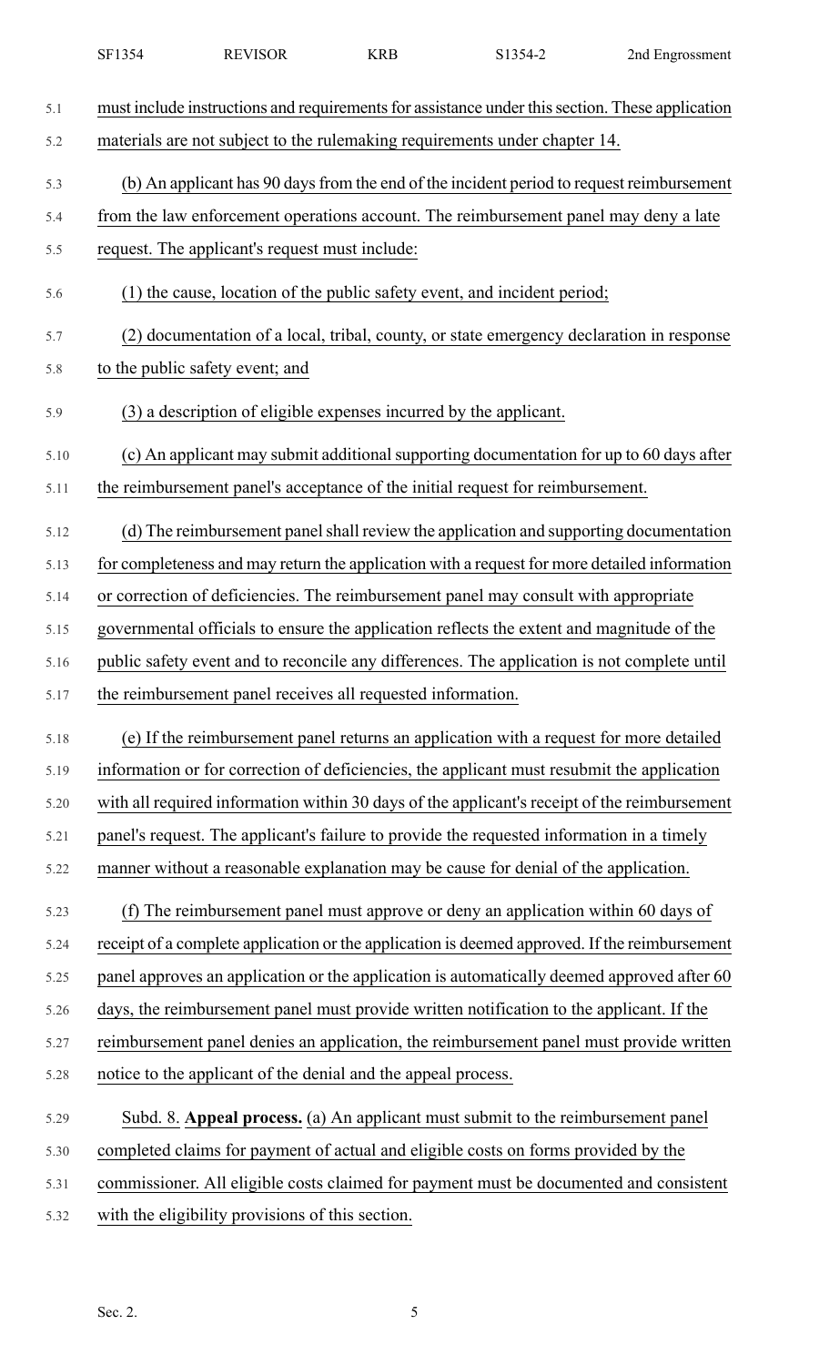must include instructions and requirements for assistance under this section. These application materials are not subject to the rulemaking requirements under chapter 14.

(b) An applicant has 90 days from the end of the incident period to request reimbursement from the law enforcement operations account. The reimbursement panel may deny a late request. The applicant's request must include:

(1) the cause, location of the public safety event, and incident period;

(2) documentation of a local, tribal, county, or state emergency declaration in response to the public safety event; and

(3) a description of eligible expenses incurred by the applicant.

(c) An applicant may submit additional supporting documentation for up to 60 days after the reimbursement panel's acceptance of the initial request for reimbursement.

(d) The reimbursement panel shall review the application and supporting documentation for completeness and may return the application with a request for more detailed information or correction of deficiencies. The reimbursement panel may consult with appropriate governmental officials to ensure the application reflects the extent and magnitude of the public safety event and to reconcile any differences. The application is not complete until the reimbursement panel receives all requested information.

(e) If the reimbursement panel returns an application with a request for more detailed information or for correction of deficiencies, the applicant must resubmit the application with all required information within 30 days of the applicant's receipt of the reimbursement panel's request. The applicant's failure to provide the requested information in a timely manner without a reasonable explanation may be cause for denial of the application.

(f) The reimbursement panel must approve or deny an application within 60 days of receipt of a complete application or the application is deemed approved. If the reimbursement panel approves an application or the application is automatically deemed approved after 60 days, the reimbursement panel must provide written notification to the applicant. If the reimbursement panel denies an application, the reimbursement panel must provide written notice to the applicant of the denial and the appeal process.

Subd. 8. **Appeal process.** (a) An applicant must submit to the reimbursement panel completed claims for payment of actual and eligible costs on forms provided by the commissioner. All eligible costs claimed for payment must be documented and consistent with the eligibility provisions of this section.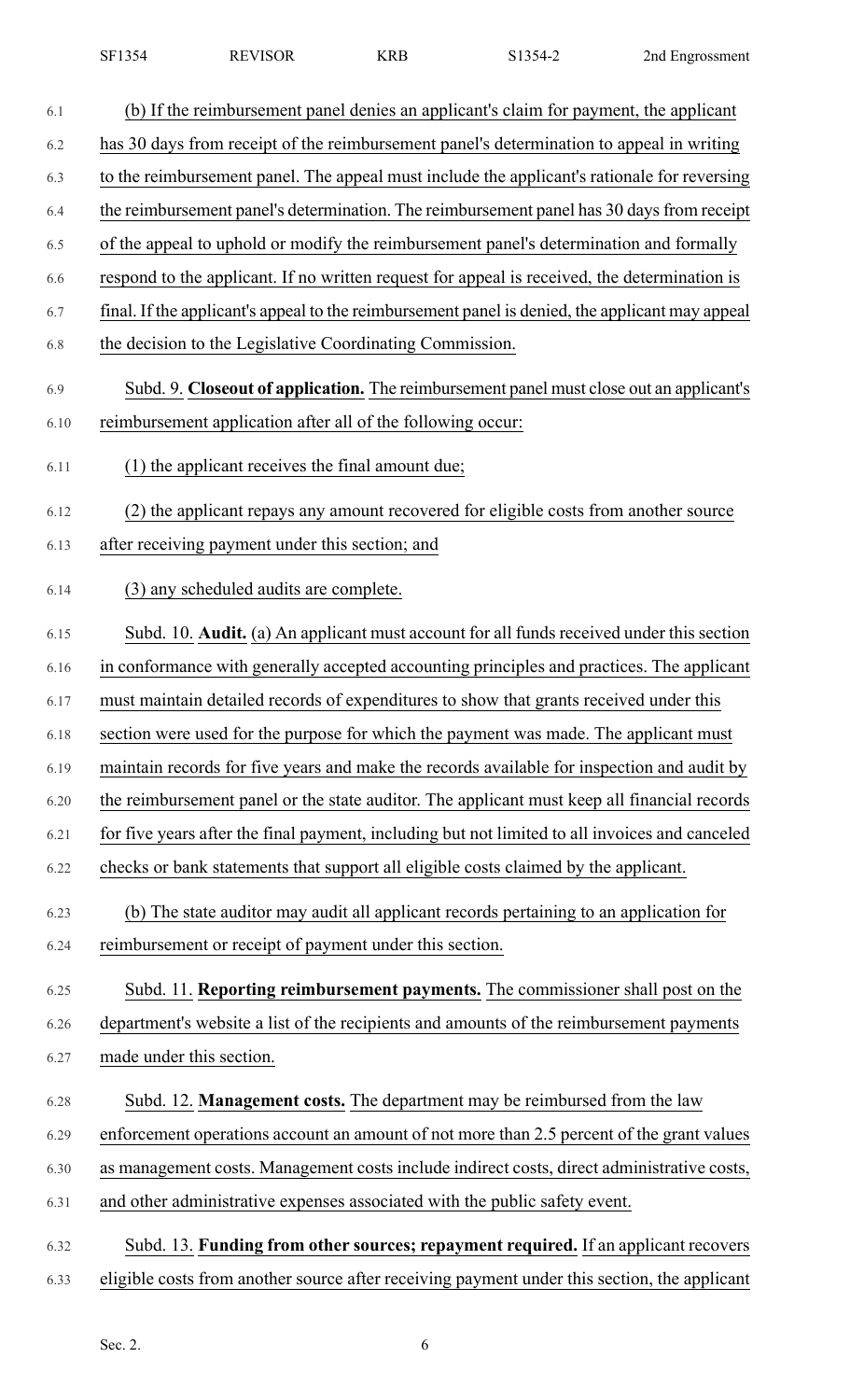(b) If the reimbursement panel denies an applicant's claim for payment, the applicant has 30 days from receipt of the reimbursement panel's determination to appeal in writing to the reimbursement panel. The appeal must include the applicant's rationale for reversing the reimbursement panel's determination. The reimbursement panel has 30 days from receipt of the appeal to uphold or modify the reimbursement panel's determination and formally respond to the applicant. If no written request for appeal is received, the determination is final. If the applicant's appeal to the reimbursement panel is denied, the applicant may appeal the decision to the Legislative Coordinating Commission.

Subd. 9. **Closeout of application.** The reimbursement panel must close out an applicant's reimbursement application after all of the following occur:

(1) the applicant receives the final amount due;

(2) the applicant repays any amount recovered for eligible costs from another source after receiving payment under this section; and

(3) any scheduled audits are complete.

Subd. 10. **Audit.** (a) An applicant must account for all funds received under this section in conformance with generally accepted accounting principles and practices. The applicant must maintain detailed records of expenditures to show that grants received under this section were used for the purpose for which the payment was made. The applicant must maintain records for five years and make the records available for inspection and audit by the reimbursement panel or the state auditor. The applicant must keep all financial records for five years after the final payment, including but not limited to all invoices and canceled checks or bank statements that support all eligible costs claimed by the applicant.

(b) The state auditor may audit all applicant records pertaining to an application for reimbursement or receipt of payment under this section.

Subd. 11. **Reporting reimbursement payments.** The commissioner shall post on the department's website a list of the recipients and amounts of the reimbursement payments made under this section.

Subd. 12. **Management costs.** The department may be reimbursed from the law enforcement operations account an amount of not more than 2.5 percent of the grant values as management costs. Management costs include indirect costs, direct administrative costs, and other administrative expenses associated with the public safety event.

Subd. 13. **Funding from other sources; repayment required.** If an applicant recovers eligible costs from another source after receiving payment under this section, the applicant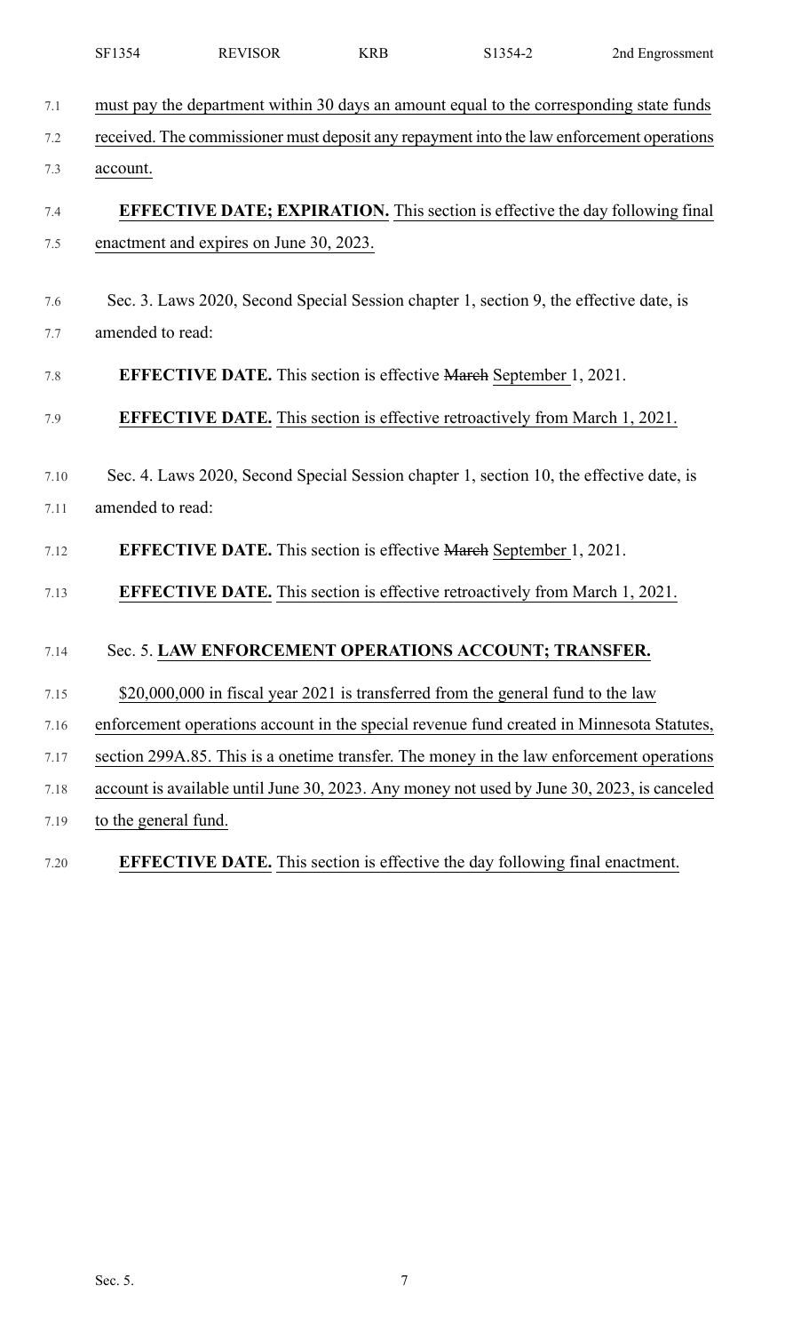must pay the department within 30 days an amount equal to the corresponding state funds received. The commissioner must deposit any repayment into the law enforcement operations account.

**EFFECTIVE DATE; EXPIRATION.** This section is effective the day following final enactment and expires on June 30, 2023.

Sec. 3. Laws 2020, Second Special Session chapter 1, section 9, the effective date, is amended to read:

**EFFECTIVE DATE.** This section is effective ~~March~~ September 1, 2021.

**EFFECTIVE DATE.** This section is effective retroactively from March 1, 2021.

Sec. 4. Laws 2020, Second Special Session chapter 1, section 10, the effective date, is amended to read:

**EFFECTIVE DATE.** This section is effective ~~March~~ September 1, 2021.

**EFFECTIVE DATE.** This section is effective retroactively from March 1, 2021.

Sec. 5. **LAW ENFORCEMENT OPERATIONS ACCOUNT; TRANSFER.**

$20,000,000 in fiscal year 2021 is transferred from the general fund to the law enforcement operations account in the special revenue fund created in Minnesota Statutes, section 299A.85. This is a onetime transfer. The money in the law enforcement operations account is available until June 30, 2023. Any money not used by June 30, 2023, is canceled to the general fund.

**EFFECTIVE DATE.** This section is effective the day following final enactment.